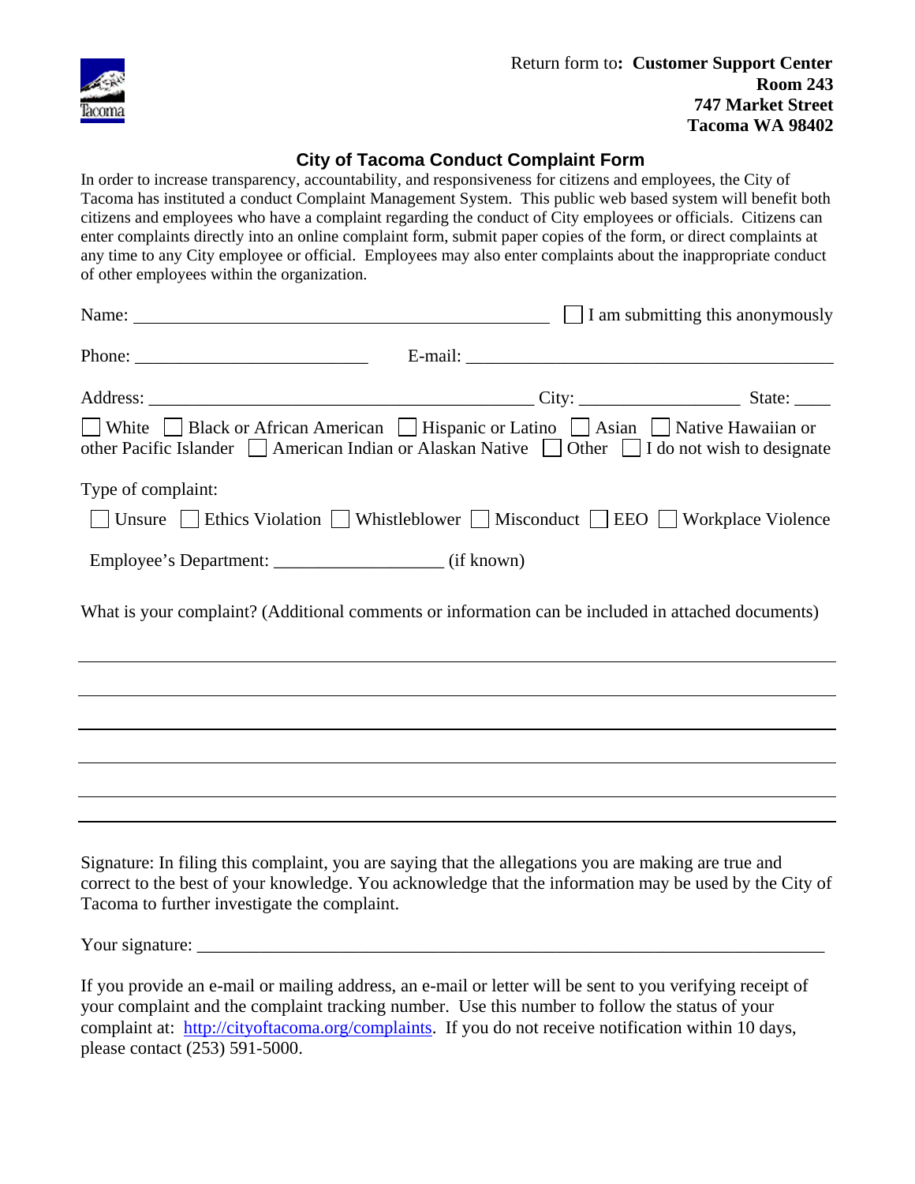Return form to: **Customer Support Center**
**Room 243**
**747 Market Street**
**Tacoma WA 98402**

## City of Tacoma Conduct Complaint Form

In order to increase transparency, accountability, and responsiveness for citizens and employees, the City of Tacoma has instituted a conduct Complaint Management System. This public web based system will benefit both citizens and employees who have a complaint regarding the conduct of City employees or officials. Citizens can enter complaints directly into an online complaint form, submit paper copies of the form, or direct complaints at any time to any City employee or official. Employees may also enter complaints about the inappropriate conduct of other employees within the organization.

Name: ______________________________________________ ☐ I am submitting this anonymously

Phone: __________________________ E-mail: __________________________________________

Address: ___________________________________________ City: _________________ State: ____

☐ White ☐ Black or African American ☐ Hispanic or Latino ☐ Asian ☐ Native Hawaiian or other Pacific Islander ☐ American Indian or Alaskan Native ☐ Other ☐ I do not wish to designate

Type of complaint:

☐ Unsure ☐ Ethics Violation ☐ Whistleblower ☐ Misconduct ☐ EEO ☐ Workplace Violence

Employee's Department: __________________ (if known)

What is your complaint? (Additional comments or information can be included in attached documents)

_____________________________________________________________________________

_____________________________________________________________________________

_____________________________________________________________________________

_____________________________________________________________________________

_____________________________________________________________________________

_____________________________________________________________________________

Signature: In filing this complaint, you are saying that the allegations you are making are true and correct to the best of your knowledge. You acknowledge that the information may be used by the City of Tacoma to further investigate the complaint.

Your signature: _______________________________________________________________________

If you provide an e-mail or mailing address, an e-mail or letter will be sent to you verifying receipt of your complaint and the complaint tracking number. Use this number to follow the status of your complaint at: http://cityoftacoma.org/complaints. If you do not receive notification within 10 days, please contact (253) 591-5000.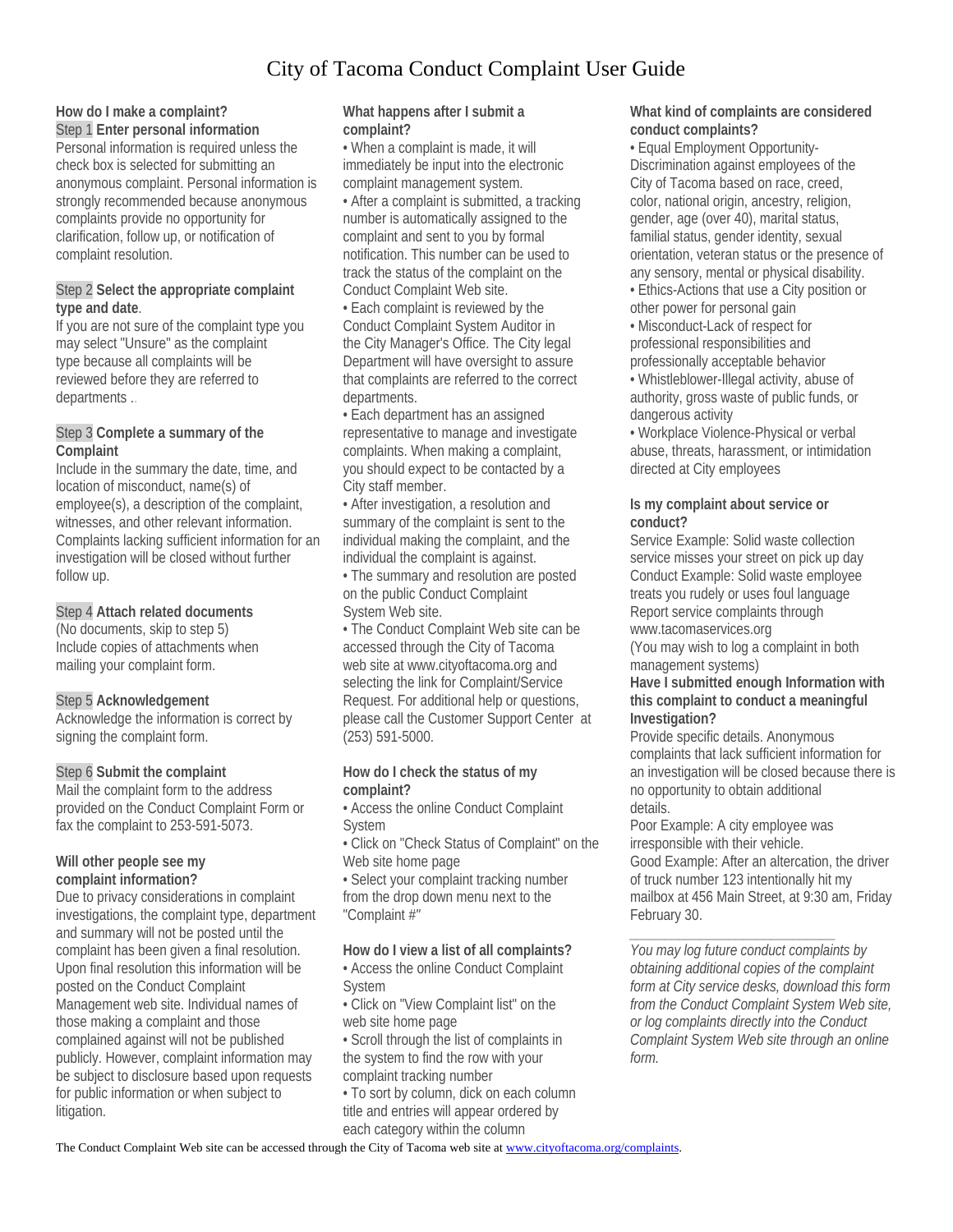# City of Tacoma Conduct Complaint User Guide

**How do I make a complaint?**

Step 1 **Enter personal information**

Personal information is required unless the check box is selected for submitting an anonymous complaint. Personal information is strongly recommended because anonymous complaints provide no opportunity for clarification, follow up, or notification of complaint resolution.

Step 2 **Select the appropriate complaint type and date**.

If you are not sure of the complaint type you may select "Unsure" as the complaint type because all complaints will be reviewed before they are referred to departments ..

Step 3 **Complete a summary of the Complaint**

Include in the summary the date, time, and location of misconduct, name(s) of employee(s), a description of the complaint, witnesses, and other relevant information. Complaints lacking sufficient information for an investigation will be closed without further follow up.

Step 4 **Attach related documents**

(No documents, skip to step 5)
Include copies of attachments when mailing your complaint form.

Step 5 **Acknowledgement**

Acknowledge the information is correct by signing the complaint form.

Step 6 **Submit the complaint**

Mail the complaint form to the address provided on the Conduct Complaint Form or fax the complaint to 253-591-5073.

**Will other people see my complaint information?**

Due to privacy considerations in complaint investigations, the complaint type, department and summary will not be posted until the complaint has been given a final resolution. Upon final resolution this information will be posted on the Conduct Complaint Management web site. Individual names of those making a complaint and those complained against will not be published publicly. However, complaint information may be subject to disclosure based upon requests for public information or when subject to litigation.

**What happens after I submit a complaint?**

- When a complaint is made, it will immediately be input into the electronic complaint management system.
- After a complaint is submitted, a tracking number is automatically assigned to the complaint and sent to you by formal notification. This number can be used to track the status of the complaint on the Conduct Complaint Web site.
- Each complaint is reviewed by the Conduct Complaint System Auditor in the City Manager's Office. The City legal Department will have oversight to assure that complaints are referred to the correct departments.
- Each department has an assigned representative to manage and investigate complaints. When making a complaint, you should expect to be contacted by a City staff member.
- After investigation, a resolution and summary of the complaint is sent to the individual making the complaint, and the individual the complaint is against.
- The summary and resolution are posted on the public Conduct Complaint System Web site.
- The Conduct Complaint Web site can be accessed through the City of Tacoma web site at www.cityoftacoma.org and selecting the link for Complaint/Service Request. For additional help or questions, please call the Customer Support Center at (253) 591-5000.

**How do I check the status of my complaint?**

- Access the online Conduct Complaint System
- Click on "Check Status of Complaint" on the Web site home page
- Select your complaint tracking number from the drop down menu next to the "Complaint #"

**How do I view a list of all complaints?**

- Access the online Conduct Complaint System
- Click on "View Complaint list" on the web site home page
- Scroll through the list of complaints in the system to find the row with your complaint tracking number
- To sort by column, dick on each column title and entries will appear ordered by each category within the column

**What kind of complaints are considered conduct complaints?**

- Equal Employment Opportunity-Discrimination against employees of the City of Tacoma based on race, creed, color, national origin, ancestry, religion, gender, age (over 40), marital status, familial status, gender identity, sexual orientation, veteran status or the presence of any sensory, mental or physical disability.
- Ethics-Actions that use a City position or other power for personal gain
- Misconduct-Lack of respect for professional responsibilities and professionally acceptable behavior
- Whistleblower-Illegal activity, abuse of authority, gross waste of public funds, or dangerous activity
- Workplace Violence-Physical or verbal abuse, threats, harassment, or intimidation directed at City employees

**Is my complaint about service or conduct?**

Service Example: Solid waste collection service misses your street on pick up day
Conduct Example: Solid waste employee treats you rudely or uses foul language
Report service complaints through www.tacomaservices.org
(You may wish to log a complaint in both management systems)

**Have I submitted enough Information with this complaint to conduct a meaningful Investigation?**

Provide specific details. Anonymous complaints that lack sufficient information for an investigation will be closed because there is no opportunity to obtain additional details.
Poor Example: A city employee was irresponsible with their vehicle.
Good Example: After an altercation, the driver of truck number 123 intentionally hit my mailbox at 456 Main Street, at 9:30 am, Friday February 30.

---

*You may log future conduct complaints by obtaining additional copies of the complaint form at City service desks, download this form from the Conduct Complaint System Web site, or log complaints directly into the Conduct Complaint System Web site through an online form.*

The Conduct Complaint Web site can be accessed through the City of Tacoma web site at [www.cityoftacoma.org/complaints](www.cityoftacoma.org/complaints).